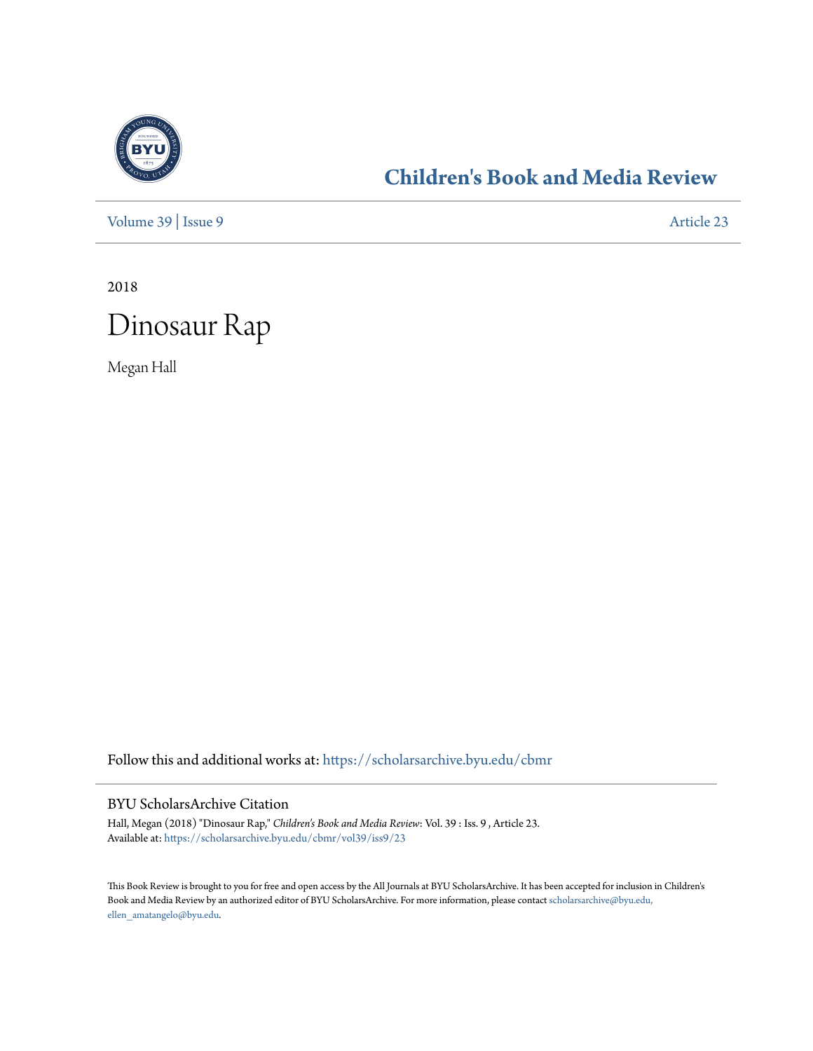# Children's Book and Media Review

Volume 39 | Issue 9 Article 23

2018

# Dinosaur Rap

Megan Hall

Follow this and additional works at: https://scholarsarchive.byu.edu/cbmr

## BYU ScholarsArchive Citation

Hall, Megan (2018) "Dinosaur Rap," *Children's Book and Media Review*: Vol. 39 : Iss. 9 , Article 23.
Available at: https://scholarsarchive.byu.edu/cbmr/vol39/iss9/23

This Book Review is brought to you for free and open access by the All Journals at BYU ScholarsArchive. It has been accepted for inclusion in Children's Book and Media Review by an authorized editor of BYU ScholarsArchive. For more information, please contact scholarsarchive@byu.edu, ellen_amatangelo@byu.edu.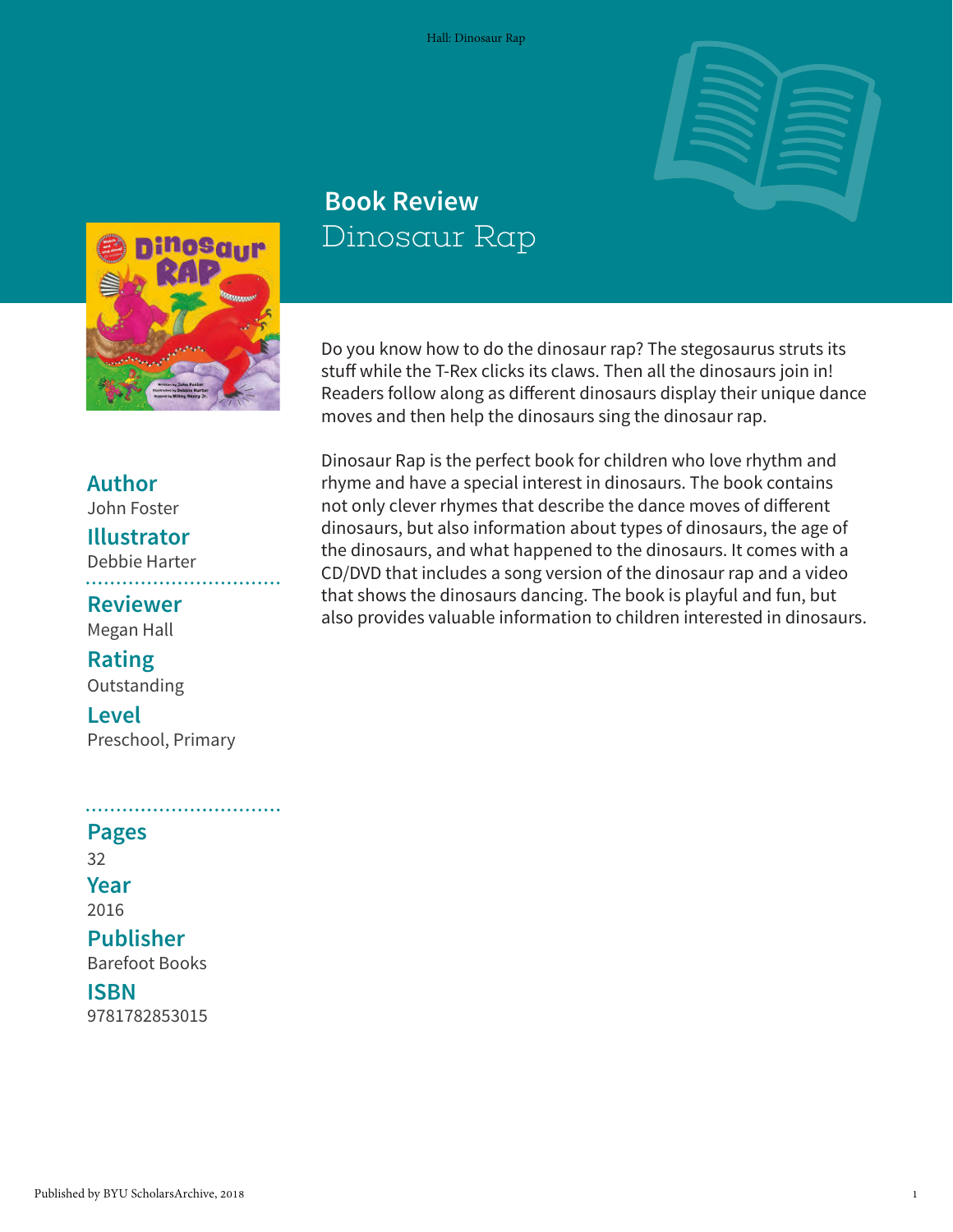# Book Review
## Dinosaur Rap

**Author**
John Foster

**Illustrator**
Debbie Harter

**Reviewer**
Megan Hall

**Rating**
Outstanding

**Level**
Preschool, Primary

**Pages**
32

**Year**
2016

**Publisher**
Barefoot Books

**ISBN**
9781782853015

Do you know how to do the dinosaur rap? The stegosaurus struts its stuff while the T-Rex clicks its claws. Then all the dinosaurs join in! Readers follow along as different dinosaurs display their unique dance moves and then help the dinosaurs sing the dinosaur rap.

Dinosaur Rap is the perfect book for children who love rhythm and rhyme and have a special interest in dinosaurs. The book contains not only clever rhymes that describe the dance moves of different dinosaurs, but also information about types of dinosaurs, the age of the dinosaurs, and what happened to the dinosaurs. It comes with a CD/DVD that includes a song version of the dinosaur rap and a video that shows the dinosaurs dancing. The book is playful and fun, but also provides valuable information to children interested in dinosaurs.